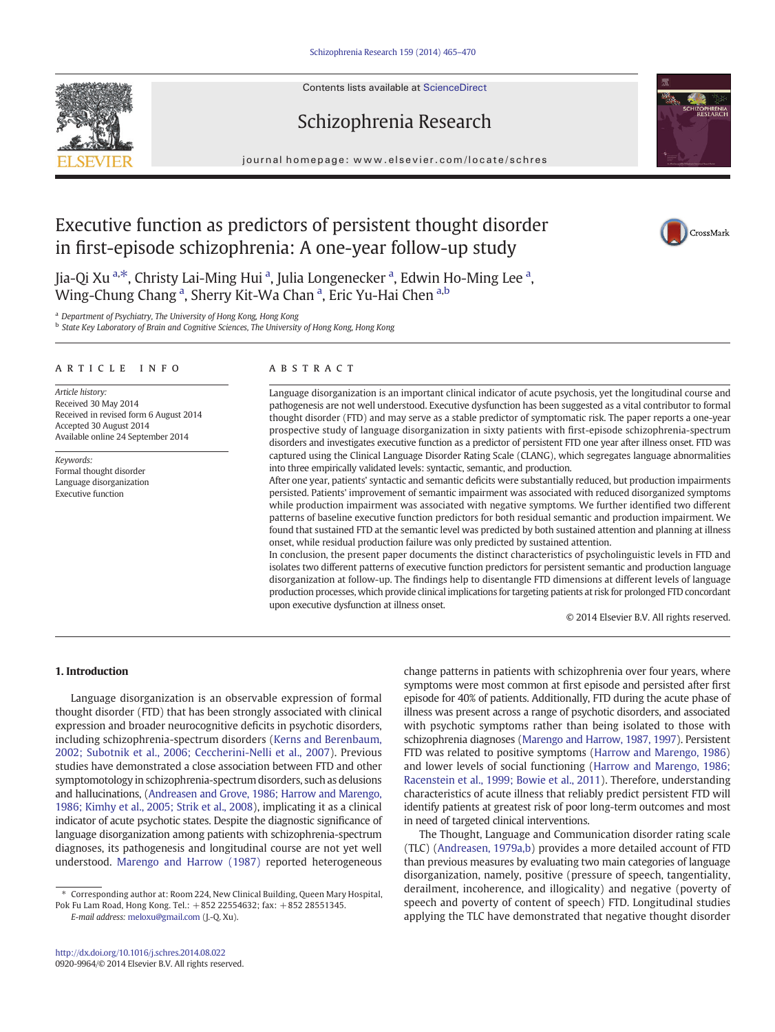# Executive function as predictors of persistent thought disorder in first-episode schizophrenia: A one-year follow-up study

Jia-Qi Xu [a,*], Christy Lai-Ming Hui [a], Julia Longenecker [a], Edwin Ho-Ming Lee [a], Wing-Chung Chang [a], Sherry Kit-Wa Chan [a], Eric Yu-Hai Chen [a,b]

[a] Department of Psychiatry, The University of Hong Kong, Hong Kong
[b] State Key Laboratory of Brain and Cognitive Sciences, The University of Hong Kong, Hong Kong

## ARTICLE INFO

*Article history:*
Received 30 May 2014
Received in revised form 6 August 2014
Accepted 30 August 2014
Available online 24 September 2014

*Keywords:*
Formal thought disorder
Language disorganization
Executive function

## ABSTRACT

Language disorganization is an important clinical indicator of acute psychosis, yet the longitudinal course and pathogenesis are not well understood. Executive dysfunction has been suggested as a vital contributor to formal thought disorder (FTD) and may serve as a stable predictor of symptomatic risk. The paper reports a one-year prospective study of language disorganization in sixty patients with first-episode schizophrenia-spectrum disorders and investigates executive function as a predictor of persistent FTD one year after illness onset. FTD was captured using the Clinical Language Disorder Rating Scale (CLANG), which segregates language abnormalities into three empirically validated levels: syntactic, semantic, and production.

After one year, patients' syntactic and semantic deficits were substantially reduced, but production impairments persisted. Patients' improvement of semantic impairment was associated with reduced disorganized symptoms while production impairment was associated with negative symptoms. We further identified two different patterns of baseline executive function predictors for both residual semantic and production impairment. We found that sustained FTD at the semantic level was predicted by both sustained attention and planning at illness onset, while residual production failure was only predicted by sustained attention.

In conclusion, the present paper documents the distinct characteristics of psycholinguistic levels in FTD and isolates two different patterns of executive function predictors for persistent semantic and production language disorganization at follow-up. The findings help to disentangle FTD dimensions at different levels of language production processes, which provide clinical implications for targeting patients at risk for prolonged FTD concordant upon executive dysfunction at illness onset.

© 2014 Elsevier B.V. All rights reserved.

## 1. Introduction

Language disorganization is an observable expression of formal thought disorder (FTD) that has been strongly associated with clinical expression and broader neurocognitive deficits in psychotic disorders, including schizophrenia-spectrum disorders (Kerns and Berenbaum, 2002; Subotnik et al., 2006; Ceccherini-Nelli et al., 2007). Previous studies have demonstrated a close association between FTD and other symptomatology in schizophrenia-spectrum disorders, such as delusions and hallucinations, (Andreasen and Grove, 1986; Harrow and Marengo, 1986; Kimhy et al., 2005; Strik et al., 2008), implicating it as a clinical indicator of acute psychotic states. Despite the diagnostic significance of language disorganization among patients with schizophrenia-spectrum diagnoses, its pathogenesis and longitudinal course are not yet well understood. Marengo and Harrow (1987) reported heterogeneous change patterns in patients with schizophrenia over four years, where symptoms were most common at first episode and persisted after first episode for 40% of patients. Additionally, FTD during the acute phase of illness was present across a range of psychotic disorders, and associated with psychotic symptoms rather than being isolated to those with schizophrenia diagnoses (Marengo and Harrow, 1987, 1997). Persistent FTD was related to positive symptoms (Harrow and Marengo, 1986) and lower levels of social functioning (Harrow and Marengo, 1986; Racenstein et al., 1999; Bowie et al., 2011). Therefore, understanding characteristics of acute illness that reliably predict persistent FTD will identify patients at greatest risk of poor long-term outcomes and most in need of targeted clinical interventions.

The Thought, Language and Communication disorder rating scale (TLC) (Andreasen, 1979a,b) provides a more detailed account of FTD than previous measures by evaluating two main categories of language disorganization, namely, positive (pressure of speech, tangentiality, derailment, incoherence, and illogicality) and negative (poverty of speech and poverty of content of speech) FTD. Longitudinal studies applying the TLC have demonstrated that negative thought disorder

\* Corresponding author at: Room 224, New Clinical Building, Queen Mary Hospital, Pok Fu Lam Road, Hong Kong. Tel.: +852 22554632; fax: +852 28551345.
*E-mail address:* meloxu@gmail.com (J.-Q. Xu).

http://dx.doi.org/10.1016/j.schres.2014.08.022
0920-9964/© 2014 Elsevier B.V. All rights reserved.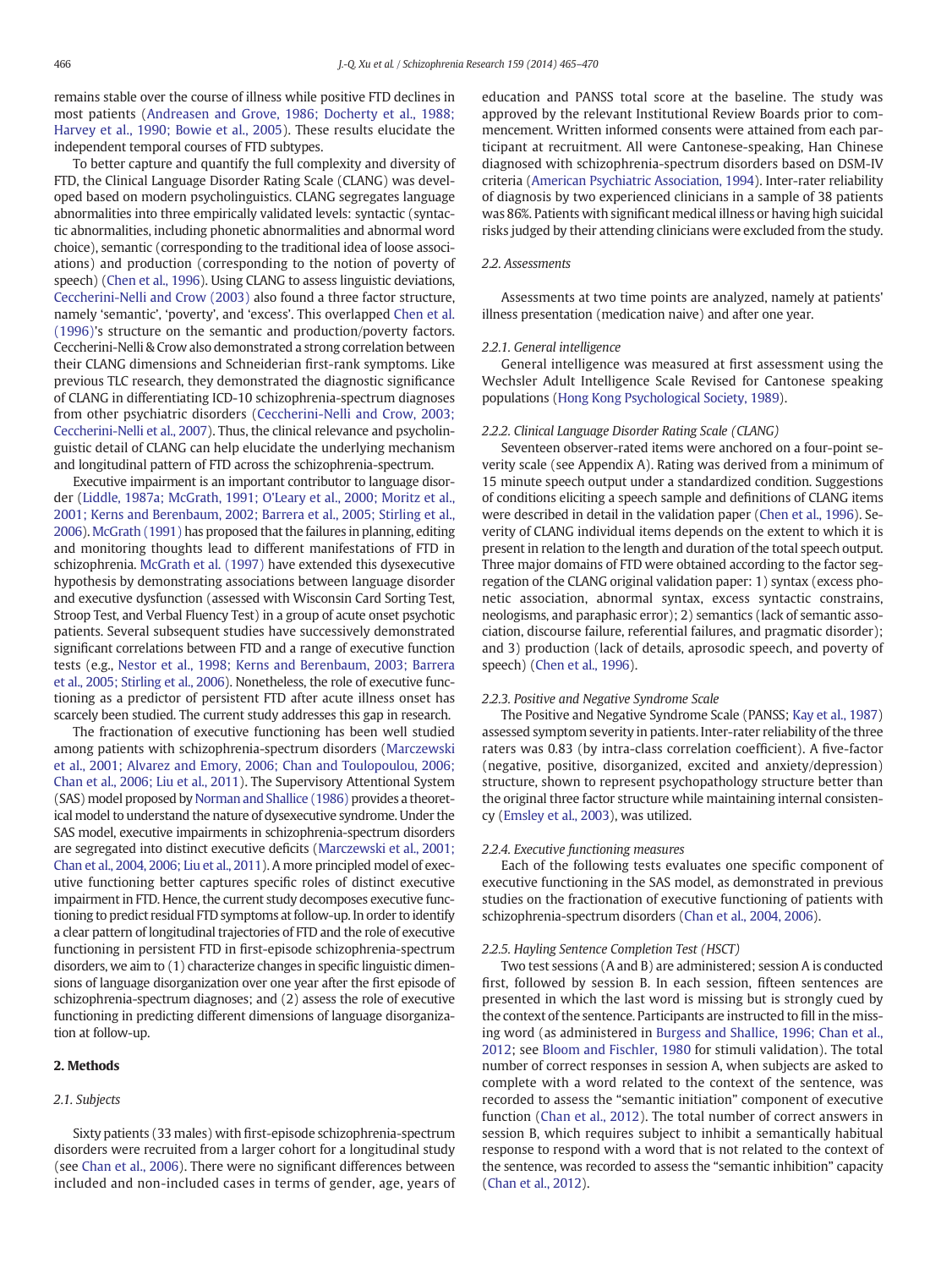remains stable over the course of illness while positive FTD declines in most patients (Andreasen and Grove, 1986; Docherty et al., 1988; Harvey et al., 1990; Bowie et al., 2005). These results elucidate the independent temporal courses of FTD subtypes.

To better capture and quantify the full complexity and diversity of FTD, the Clinical Language Disorder Rating Scale (CLANG) was developed based on modern psycholinguistics. CLANG segregates language abnormalities into three empirically validated levels: syntactic (syntactic abnormalities, including phonetic abnormalities and abnormal word choice), semantic (corresponding to the traditional idea of loose associations) and production (corresponding to the notion of poverty of speech) (Chen et al., 1996). Using CLANG to assess linguistic deviations, Ceccherini-Nelli and Crow (2003) also found a three factor structure, namely 'semantic', 'poverty', and 'excess'. This overlapped Chen et al. (1996)'s structure on the semantic and production/poverty factors. Ceccherini-Nelli & Crow also demonstrated a strong correlation between their CLANG dimensions and Schneiderian first-rank symptoms. Like previous TLC research, they demonstrated the diagnostic significance of CLANG in differentiating ICD-10 schizophrenia-spectrum diagnoses from other psychiatric disorders (Ceccherini-Nelli and Crow, 2003; Ceccherini-Nelli et al., 2007). Thus, the clinical relevance and psycholinguistic detail of CLANG can help elucidate the underlying mechanism and longitudinal pattern of FTD across the schizophrenia-spectrum.

Executive impairment is an important contributor to language disorder (Liddle, 1987a; McGrath, 1991; O'Leary et al., 2000; Moritz et al., 2001; Kerns and Berenbaum, 2002; Barrera et al., 2005; Stirling et al., 2006). McGrath (1991) has proposed that the failures in planning, editing and monitoring thoughts lead to different manifestations of FTD in schizophrenia. McGrath et al. (1997) have extended this dysexecutive hypothesis by demonstrating associations between language disorder and executive dysfunction (assessed with Wisconsin Card Sorting Test, Stroop Test, and Verbal Fluency Test) in a group of acute onset psychotic patients. Several subsequent studies have successively demonstrated significant correlations between FTD and a range of executive function tests (e.g., Nestor et al., 1998; Kerns and Berenbaum, 2003; Barrera et al., 2005; Stirling et al., 2006). Nonetheless, the role of executive functioning as a predictor of persistent FTD after acute illness onset has scarcely been studied. The current study addresses this gap in research.

The fractionation of executive functioning has been well studied among patients with schizophrenia-spectrum disorders (Marczewski et al., 2001; Alvarez and Emory, 2006; Chan and Toulopoulou, 2006; Chan et al., 2006; Liu et al., 2011). The Supervisory Attentional System (SAS) model proposed by Norman and Shallice (1986) provides a theoretical model to understand the nature of dysexecutive syndrome. Under the SAS model, executive impairments in schizophrenia-spectrum disorders are segregated into distinct executive deficits (Marczewski et al., 2001; Chan et al., 2004, 2006; Liu et al., 2011). A more principled model of executive functioning better captures specific roles of distinct executive impairment in FTD. Hence, the current study decomposes executive functioning to predict residual FTD symptoms at follow-up. In order to identify a clear pattern of longitudinal trajectories of FTD and the role of executive functioning in persistent FTD in first-episode schizophrenia-spectrum disorders, we aim to (1) characterize changes in specific linguistic dimensions of language disorganization over one year after the first episode of schizophrenia-spectrum diagnoses; and (2) assess the role of executive functioning in predicting different dimensions of language disorganization at follow-up.

## 2. Methods

### 2.1. Subjects

Sixty patients (33 males) with first-episode schizophrenia-spectrum disorders were recruited from a larger cohort for a longitudinal study (see Chan et al., 2006). There were no significant differences between included and non-included cases in terms of gender, age, years of education and PANSS total score at the baseline. The study was approved by the relevant Institutional Review Boards prior to commencement. Written informed consents were attained from each participant at recruitment. All were Cantonese-speaking, Han Chinese diagnosed with schizophrenia-spectrum disorders based on DSM-IV criteria (American Psychiatric Association, 1994). Inter-rater reliability of diagnosis by two experienced clinicians in a sample of 38 patients was 86%. Patients with significant medical illness or having high suicidal risks judged by their attending clinicians were excluded from the study.

### 2.2. Assessments

Assessments at two time points are analyzed, namely at patients' illness presentation (medication naive) and after one year.

#### 2.2.1. General intelligence

General intelligence was measured at first assessment using the Wechsler Adult Intelligence Scale Revised for Cantonese speaking populations (Hong Kong Psychological Society, 1989).

#### 2.2.2. Clinical Language Disorder Rating Scale (CLANG)

Seventeen observer-rated items were anchored on a four-point severity scale (see Appendix A). Rating was derived from a minimum of 15 minute speech output under a standardized condition. Suggestions of conditions eliciting a speech sample and definitions of CLANG items were described in detail in the validation paper (Chen et al., 1996). Severity of CLANG individual items depends on the extent to which it is present in relation to the length and duration of the total speech output. Three major domains of FTD were obtained according to the factor segregation of the CLANG original validation paper: 1) syntax (excess phonetic association, abnormal syntax, excess syntactic constrains, neologisms, and paraphasic error); 2) semantics (lack of semantic association, discourse failure, referential failures, and pragmatic disorder); and 3) production (lack of details, aprosodic speech, and poverty of speech) (Chen et al., 1996).

#### 2.2.3. Positive and Negative Syndrome Scale

The Positive and Negative Syndrome Scale (PANSS; Kay et al., 1987) assessed symptom severity in patients. Inter-rater reliability of the three raters was 0.83 (by intra-class correlation coefficient). A five-factor (negative, positive, disorganized, excited and anxiety/depression) structure, shown to represent psychopathology structure better than the original three factor structure while maintaining internal consistency (Emsley et al., 2003), was utilized.

#### 2.2.4. Executive functioning measures

Each of the following tests evaluates one specific component of executive functioning in the SAS model, as demonstrated in previous studies on the fractionation of executive functioning of patients with schizophrenia-spectrum disorders (Chan et al., 2004, 2006).

#### 2.2.5. Hayling Sentence Completion Test (HSCT)

Two test sessions (A and B) are administered; session A is conducted first, followed by session B. In each session, fifteen sentences are presented in which the last word is missing but is strongly cued by the context of the sentence. Participants are instructed to fill in the missing word (as administered in Burgess and Shallice, 1996; Chan et al., 2012; see Bloom and Fischler, 1980 for stimuli validation). The total number of correct responses in session A, when subjects are asked to complete with a word related to the context of the sentence, was recorded to assess the "semantic initiation" component of executive function (Chan et al., 2012). The total number of correct answers in session B, which requires subject to inhibit a semantically habitual response to respond with a word that is not related to the context of the sentence, was recorded to assess the "semantic inhibition" capacity (Chan et al., 2012).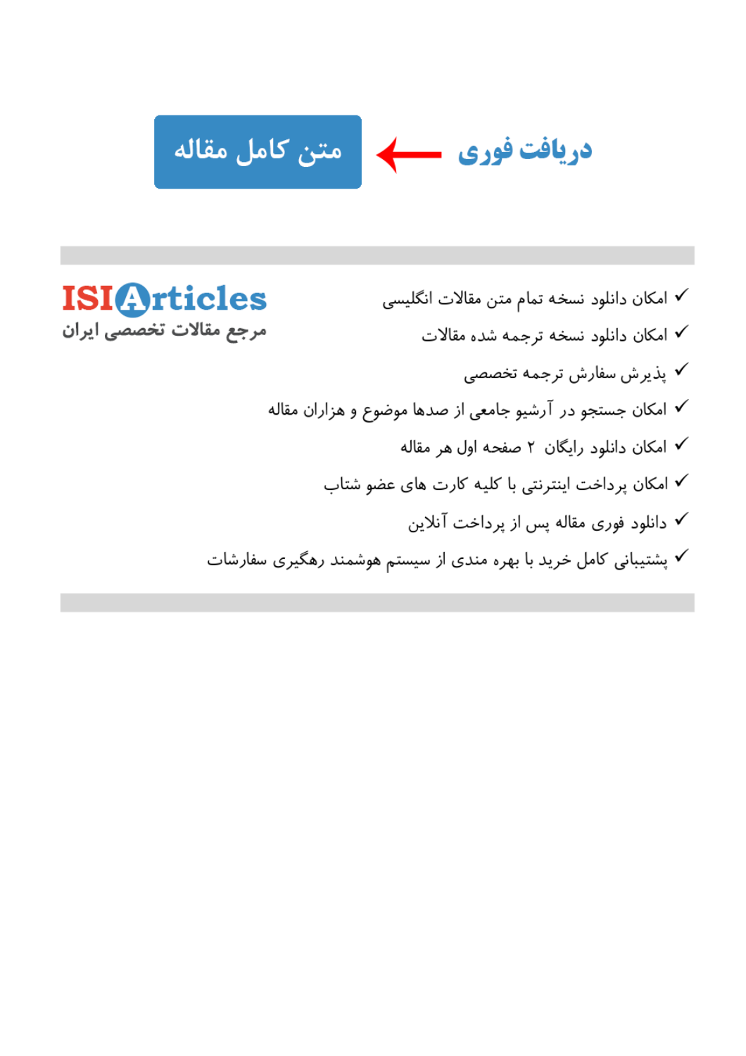دریافت فوری ← متن کامل مقاله

**ISIArticles**
مرجع مقالات تخصصی ایران

- ✓ امکان دانلود نسخه تمام متن مقالات انگلیسی
- ✓ امکان دانلود نسخه ترجمه شده مقالات
- ✓ پذیرش سفارش ترجمه تخصصی
- ✓ امکان جستجو در آرشیو جامعی از صدها موضوع و هزاران مقاله
- ✓ امکان دانلود رایگان ۲ صفحه اول هر مقاله
- ✓ امکان پرداخت اینترنتی با کلیه کارت های عضو شتاب
- ✓ دانلود فوری مقاله پس از پرداخت آنلاین
- ✓ پشتیبانی کامل خرید با بهره مندی از سیستم هوشمند رهگیری سفارشات